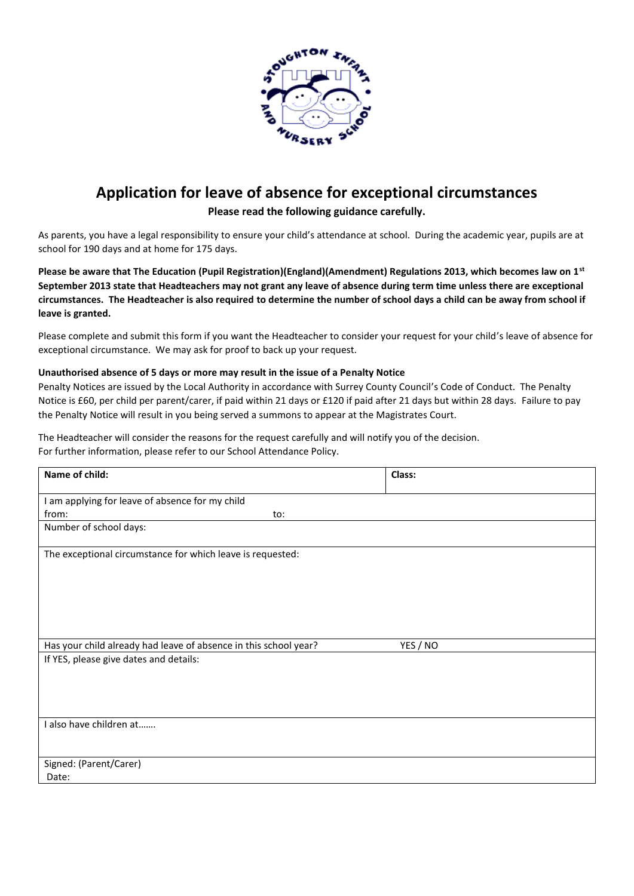# Application for leave of absence for exceptional circumstances

**Please read the following guidance carefully.**

As parents, you have a legal responsibility to ensure your child's attendance at school. During the academic year, pupils are at school for 190 days and at home for 175 days.

**Please be aware that The Education (Pupil Registration)(England)(Amendment) Regulations 2013, which becomes law on 1st September 2013 state that Headteachers may not grant any leave of absence during term time unless there are exceptional circumstances. The Headteacher is also required to determine the number of school days a child can be away from school if leave is granted.**

Please complete and submit this form if you want the Headteacher to consider your request for your child's leave of absence for exceptional circumstance. We may ask for proof to back up your request.

**Unauthorised absence of 5 days or more may result in the issue of a Penalty Notice**

Penalty Notices are issued by the Local Authority in accordance with Surrey County Council's Code of Conduct. The Penalty Notice is £60, per child per parent/carer, if paid within 21 days or £120 if paid after 21 days but within 28 days. Failure to pay the Penalty Notice will result in you being served a summons to appear at the Magistrates Court.

The Headteacher will consider the reasons for the request carefully and will notify you of the decision.
For further information, please refer to our School Attendance Policy.

| **Name of child:** | **Class:** |
|---|---|
| I am applying for leave of absence for my child<br>from: to: | |
| Number of school days: | |
| The exceptional circumstance for which leave is requested: | |
| Has your child already had leave of absence in this school year? | YES / NO |
| If YES, please give dates and details: | |
| I also have children at……. | |
| Signed: (Parent/Carer)<br>Date: | |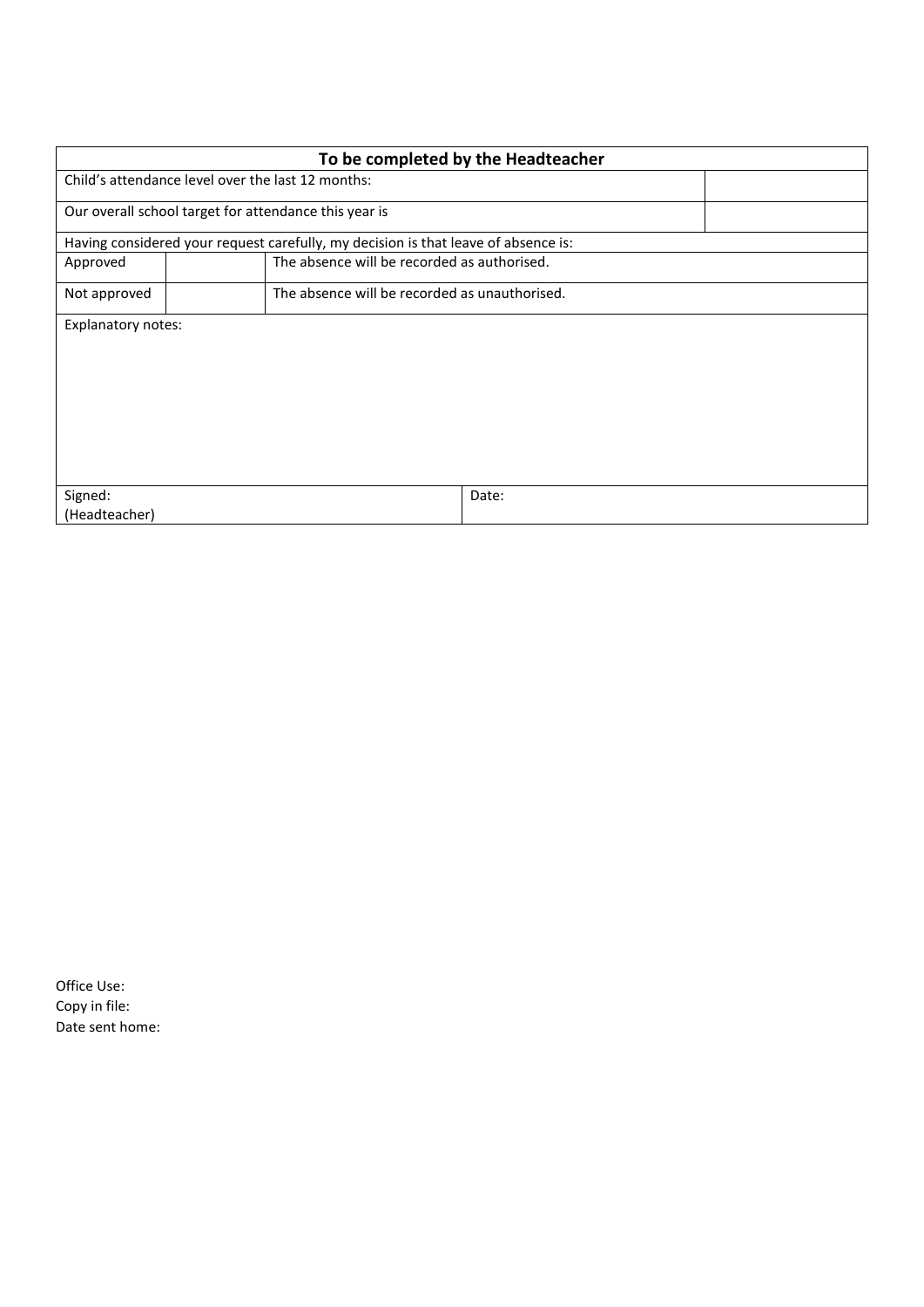| To be completed by the Headteacher | | |
|---|---|---|
| Child's attendance level over the last 12 months: | | |
| Our overall school target for attendance this year is | | |
| Having considered your request carefully, my decision is that leave of absence is: | | |
| Approved | | The absence will be recorded as authorised. |
| Not approved | | The absence will be recorded as unauthorised. |
| Explanatory notes: | | |
| Signed: (Headteacher) | | Date: |

Office Use:
Copy in file:
Date sent home: